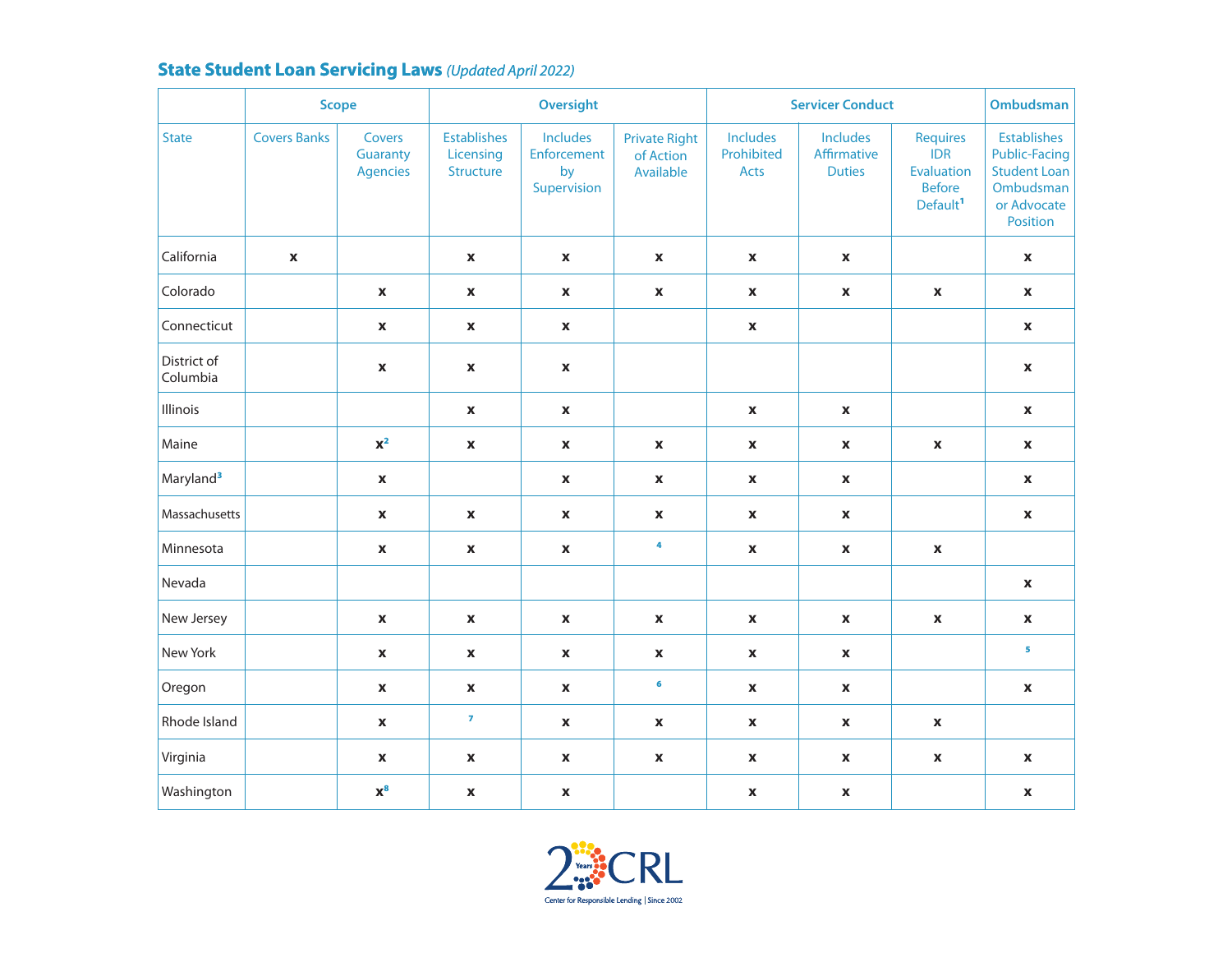## State Student Loan Servicing Laws *(Updated April 2022)*

| | Scope | | Oversight | | | Servicer Conduct | | | Ombudsman |
|---|---|---|---|---|---|---|---|---|---|
| State | Covers Banks | Covers Guaranty Agencies | Establishes Licensing Structure | Includes Enforcement by Supervision | Private Right of Action Available | Includes Prohibited Acts | Includes Affirmative Duties | Requires IDR Evaluation Before Default[1] | Establishes Public-Facing Student Loan Ombudsman or Advocate Position |
| California | x | | x | x | x | x | x | | x |
| Colorado | | x | x | x | x | x | x | x | x |
| Connecticut | | x | x | x | | x | | | x |
| District of Columbia | | x | x | x | | | | | x |
| Illinois | | | x | x | | x | x | | x |
| Maine | | x[2] | x | x | x | x | x | x | x |
| Maryland[3] | | x | | x | x | x | x | | x |
| Massachusetts | | x | x | x | x | x | x | | x |
| Minnesota | | x | x | x | [4] | x | x | x | |
| Nevada | | | | | | | | | x |
| New Jersey | | x | x | x | x | x | x | x | x |
| New York | | x | x | x | x | x | x | | [5] |
| Oregon | | x | x | x | [6] | x | x | | x |
| Rhode Island | | x | [7] | x | x | x | x | x | |
| Virginia | | x | x | x | x | x | x | x | x |
| Washington | | x[8] | x | x | | x | x | | x |

CRL Center for Responsible Lending | Since 2002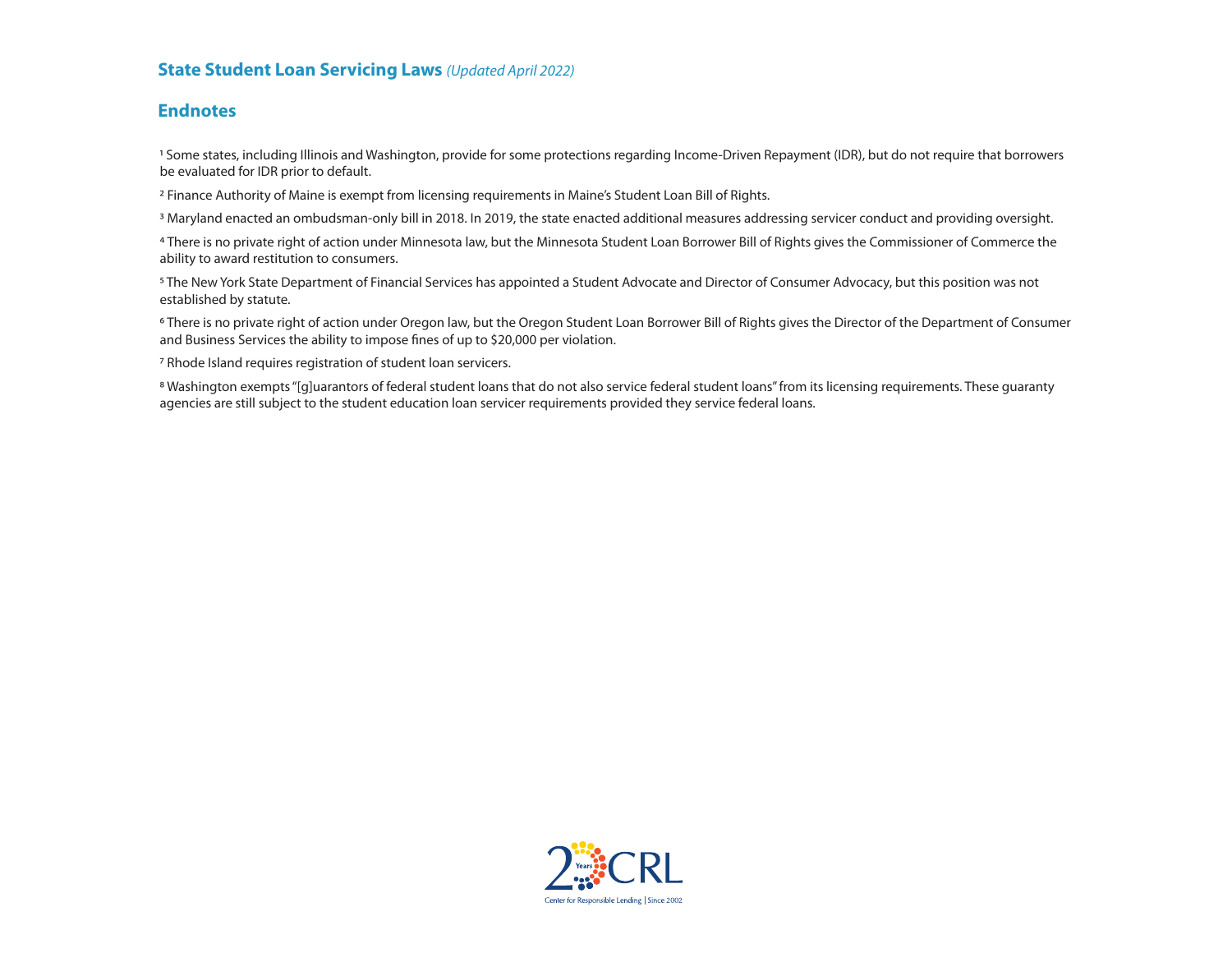## State Student Loan Servicing Laws *(Updated April 2022)*

## Endnotes

[1] Some states, including Illinois and Washington, provide for some protections regarding Income-Driven Repayment (IDR), but do not require that borrowers be evaluated for IDR prior to default.

[2] Finance Authority of Maine is exempt from licensing requirements in Maine's Student Loan Bill of Rights.

[3] Maryland enacted an ombudsman-only bill in 2018. In 2019, the state enacted additional measures addressing servicer conduct and providing oversight.

[4] There is no private right of action under Minnesota law, but the Minnesota Student Loan Borrower Bill of Rights gives the Commissioner of Commerce the ability to award restitution to consumers.

[5] The New York State Department of Financial Services has appointed a Student Advocate and Director of Consumer Advocacy, but this position was not established by statute.

[6] There is no private right of action under Oregon law, but the Oregon Student Loan Borrower Bill of Rights gives the Director of the Department of Consumer and Business Services the ability to impose fines of up to $20,000 per violation.

[7] Rhode Island requires registration of student loan servicers.

[8] Washington exempts "[g]uarantors of federal student loans that do not also service federal student loans" from its licensing requirements. These guaranty agencies are still subject to the student education loan servicer requirements provided they service federal loans.

20 Years CRL
Center for Responsible Lending | Since 2002